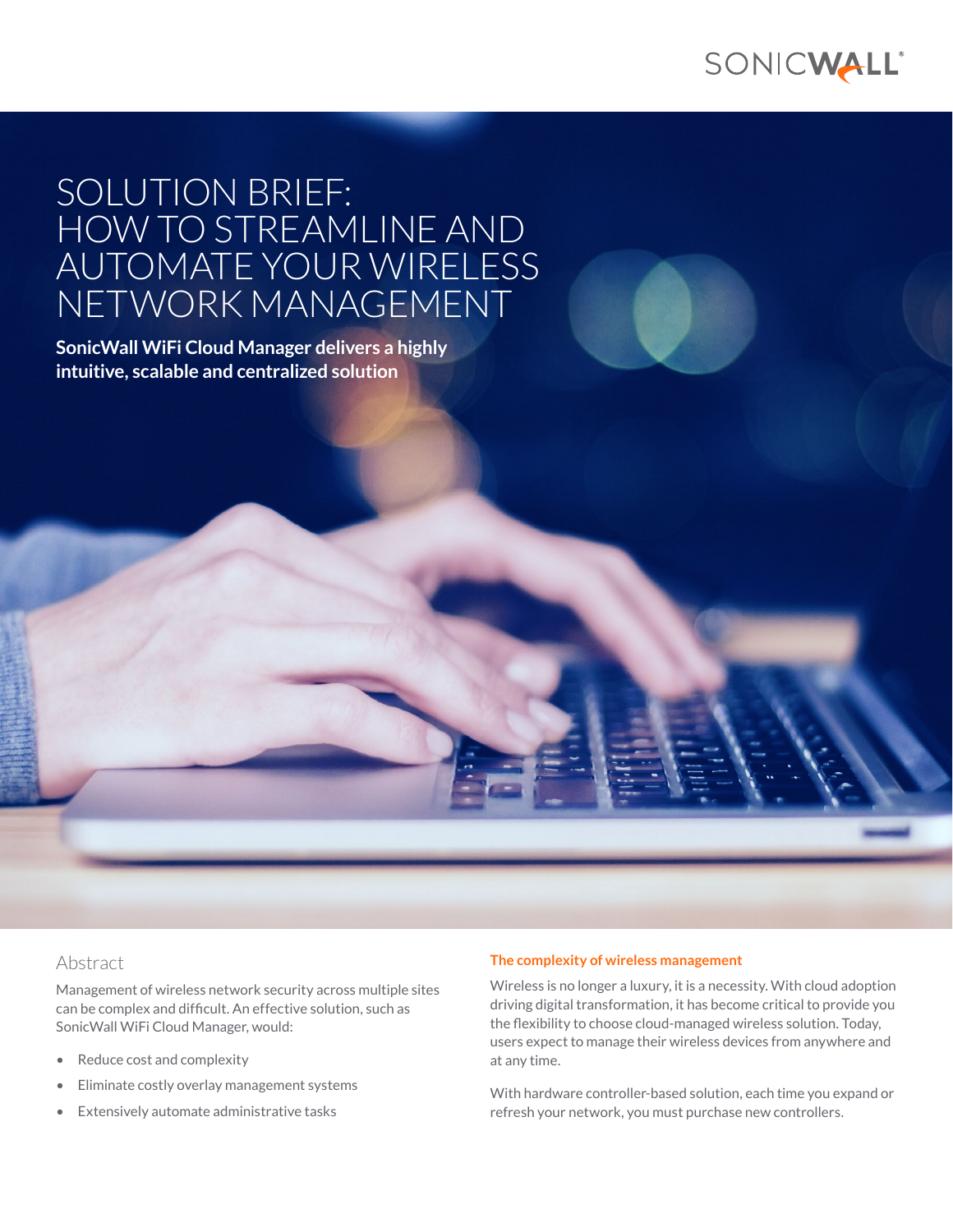# SOLUTION BRIEF: HOW TO STREAMLINE AND AUTOMATE YOUR WIRELESS NETWORK MANAGEMENT

**SonicWall WiFi Cloud Manager delivers a highly intuitive, scalable and centralized solution**

## Abstract

Management of wireless network security across multiple sites can be complex and difficult. An effective solution, such as SonicWall WiFi Cloud Manager, would:

- Reduce cost and complexity
- Eliminate costly overlay management systems
- Extensively automate administrative tasks

### The complexity of wireless management

Wireless is no longer a luxury, it is a necessity. With cloud adoption driving digital transformation, it has become critical to provide you the flexibility to choose cloud-managed wireless solution. Today, users expect to manage their wireless devices from anywhere and at any time.

With hardware controller-based solution, each time you expand or refresh your network, you must purchase new controllers.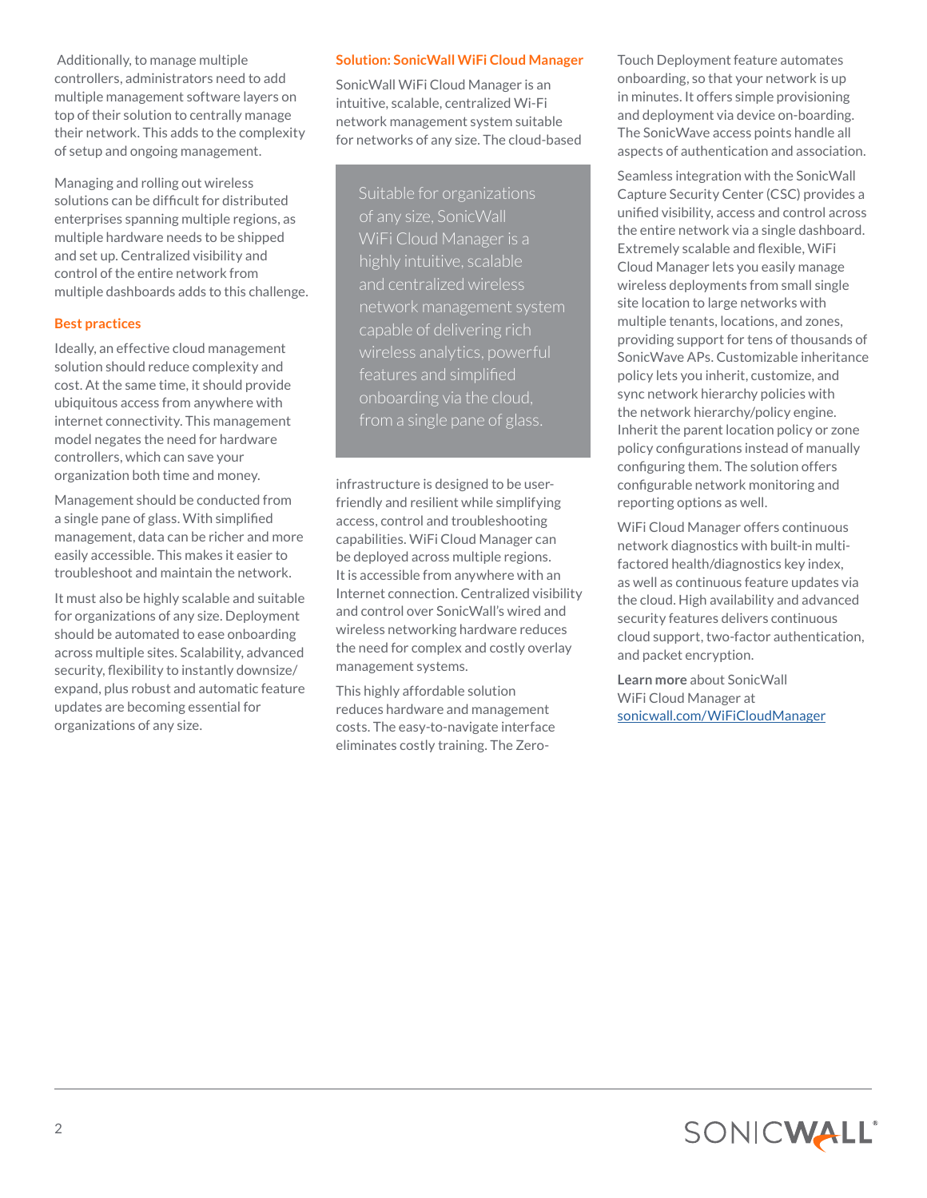Additionally, to manage multiple controllers, administrators need to add multiple management software layers on top of their solution to centrally manage their network. This adds to the complexity of setup and ongoing management.

Managing and rolling out wireless solutions can be difficult for distributed enterprises spanning multiple regions, as multiple hardware needs to be shipped and set up. Centralized visibility and control of the entire network from multiple dashboards adds to this challenge.

## Best practices

Ideally, an effective cloud management solution should reduce complexity and cost. At the same time, it should provide ubiquitous access from anywhere with internet connectivity. This management model negates the need for hardware controllers, which can save your organization both time and money.

Management should be conducted from a single pane of glass. With simplified management, data can be richer and more easily accessible. This makes it easier to troubleshoot and maintain the network.

It must also be highly scalable and suitable for organizations of any size. Deployment should be automated to ease onboarding across multiple sites. Scalability, advanced security, flexibility to instantly downsize/expand, plus robust and automatic feature updates are becoming essential for organizations of any size.

## Solution: SonicWall WiFi Cloud Manager

SonicWall WiFi Cloud Manager is an intuitive, scalable, centralized Wi-Fi network management system suitable for networks of any size. The cloud-based infrastructure is designed to be user-friendly and resilient while simplifying access, control and troubleshooting capabilities. WiFi Cloud Manager can be deployed across multiple regions. It is accessible from anywhere with an Internet connection. Centralized visibility and control over SonicWall's wired and wireless networking hardware reduces the need for complex and costly overlay management systems.

> Suitable for organizations of any size, SonicWall WiFi Cloud Manager is a highly intuitive, scalable and centralized wireless network management system capable of delivering rich wireless analytics, powerful features and simplified onboarding via the cloud, from a single pane of glass.

This highly affordable solution reduces hardware and management costs. The easy-to-navigate interface eliminates costly training. The Zero-Touch Deployment feature automates onboarding, so that your network is up in minutes. It offers simple provisioning and deployment via device on-boarding. The SonicWave access points handle all aspects of authentication and association.

Seamless integration with the SonicWall Capture Security Center (CSC) provides a unified visibility, access and control across the entire network via a single dashboard. Extremely scalable and flexible, WiFi Cloud Manager lets you easily manage wireless deployments from small single site location to large networks with multiple tenants, locations, and zones, providing support for tens of thousands of SonicWave APs. Customizable inheritance policy lets you inherit, customize, and sync network hierarchy policies with the network hierarchy/policy engine. Inherit the parent location policy or zone policy configurations instead of manually configuring them. The solution offers configurable network monitoring and reporting options as well.

WiFi Cloud Manager offers continuous network diagnostics with built-in multi-factored health/diagnostics key index, as well as continuous feature updates via the cloud. High availability and advanced security features delivers continuous cloud support, two-factor authentication, and packet encryption.

**Learn more** about SonicWall WiFi Cloud Manager at [sonicwall.com/WiFiCloudManager](sonicwall.com/WiFiCloudManager)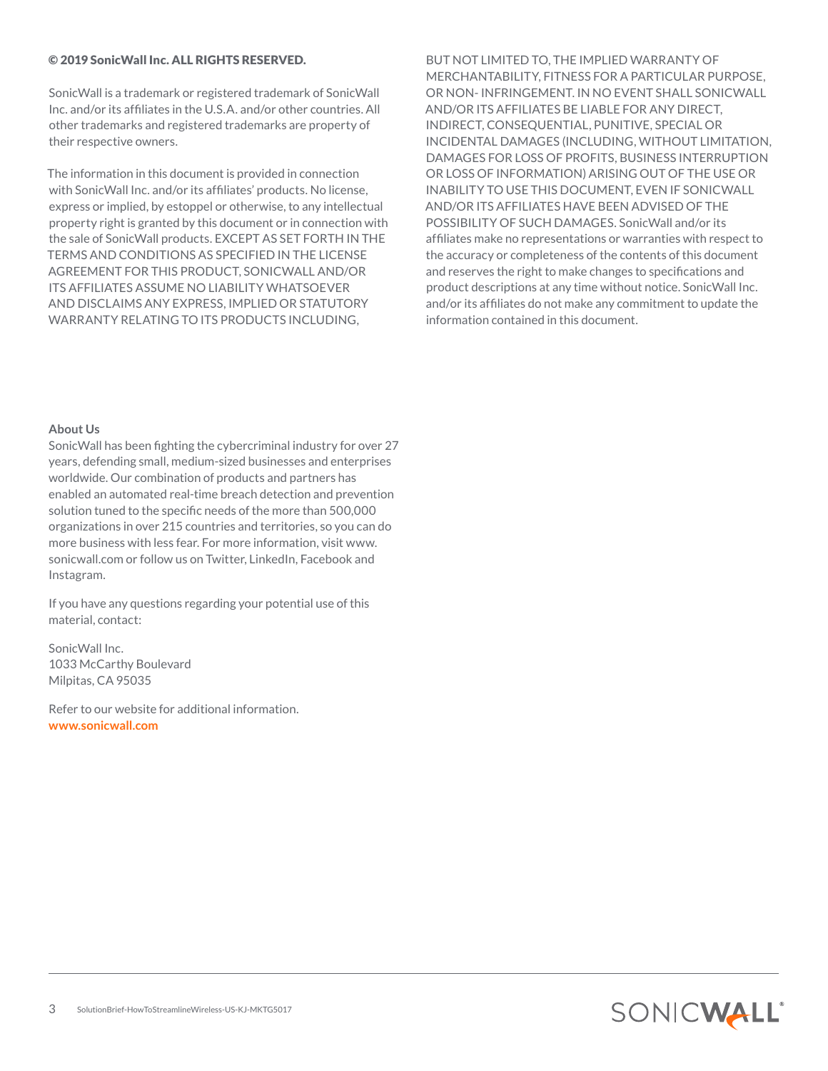**© 2019 SonicWall Inc. ALL RIGHTS RESERVED.**

SonicWall is a trademark or registered trademark of SonicWall Inc. and/or its affiliates in the U.S.A. and/or other countries. All other trademarks and registered trademarks are property of their respective owners.

The information in this document is provided in connection with SonicWall Inc. and/or its affiliates' products. No license, express or implied, by estoppel or otherwise, to any intellectual property right is granted by this document or in connection with the sale of SonicWall products. EXCEPT AS SET FORTH IN THE TERMS AND CONDITIONS AS SPECIFIED IN THE LICENSE AGREEMENT FOR THIS PRODUCT, SONICWALL AND/OR ITS AFFILIATES ASSUME NO LIABILITY WHATSOEVER AND DISCLAIMS ANY EXPRESS, IMPLIED OR STATUTORY WARRANTY RELATING TO ITS PRODUCTS INCLUDING, BUT NOT LIMITED TO, THE IMPLIED WARRANTY OF MERCHANTABILITY, FITNESS FOR A PARTICULAR PURPOSE, OR NON- INFRINGEMENT. IN NO EVENT SHALL SONICWALL AND/OR ITS AFFILIATES BE LIABLE FOR ANY DIRECT, INDIRECT, CONSEQUENTIAL, PUNITIVE, SPECIAL OR INCIDENTAL DAMAGES (INCLUDING, WITHOUT LIMITATION, DAMAGES FOR LOSS OF PROFITS, BUSINESS INTERRUPTION OR LOSS OF INFORMATION) ARISING OUT OF THE USE OR INABILITY TO USE THIS DOCUMENT, EVEN IF SONICWALL AND/OR ITS AFFILIATES HAVE BEEN ADVISED OF THE POSSIBILITY OF SUCH DAMAGES. SonicWall and/or its affiliates make no representations or warranties with respect to the accuracy or completeness of the contents of this document and reserves the right to make changes to specifications and product descriptions at any time without notice. SonicWall Inc. and/or its affiliates do not make any commitment to update the information contained in this document.

**About Us**

SonicWall has been fighting the cybercriminal industry for over 27 years, defending small, medium-sized businesses and enterprises worldwide. Our combination of products and partners has enabled an automated real-time breach detection and prevention solution tuned to the specific needs of the more than 500,000 organizations in over 215 countries and territories, so you can do more business with less fear. For more information, visit www.sonicwall.com or follow us on Twitter, LinkedIn, Facebook and Instagram.

If you have any questions regarding your potential use of this material, contact:

SonicWall Inc.
1033 McCarthy Boulevard
Milpitas, CA 95035

Refer to our website for additional information.
**www.sonicwall.com**